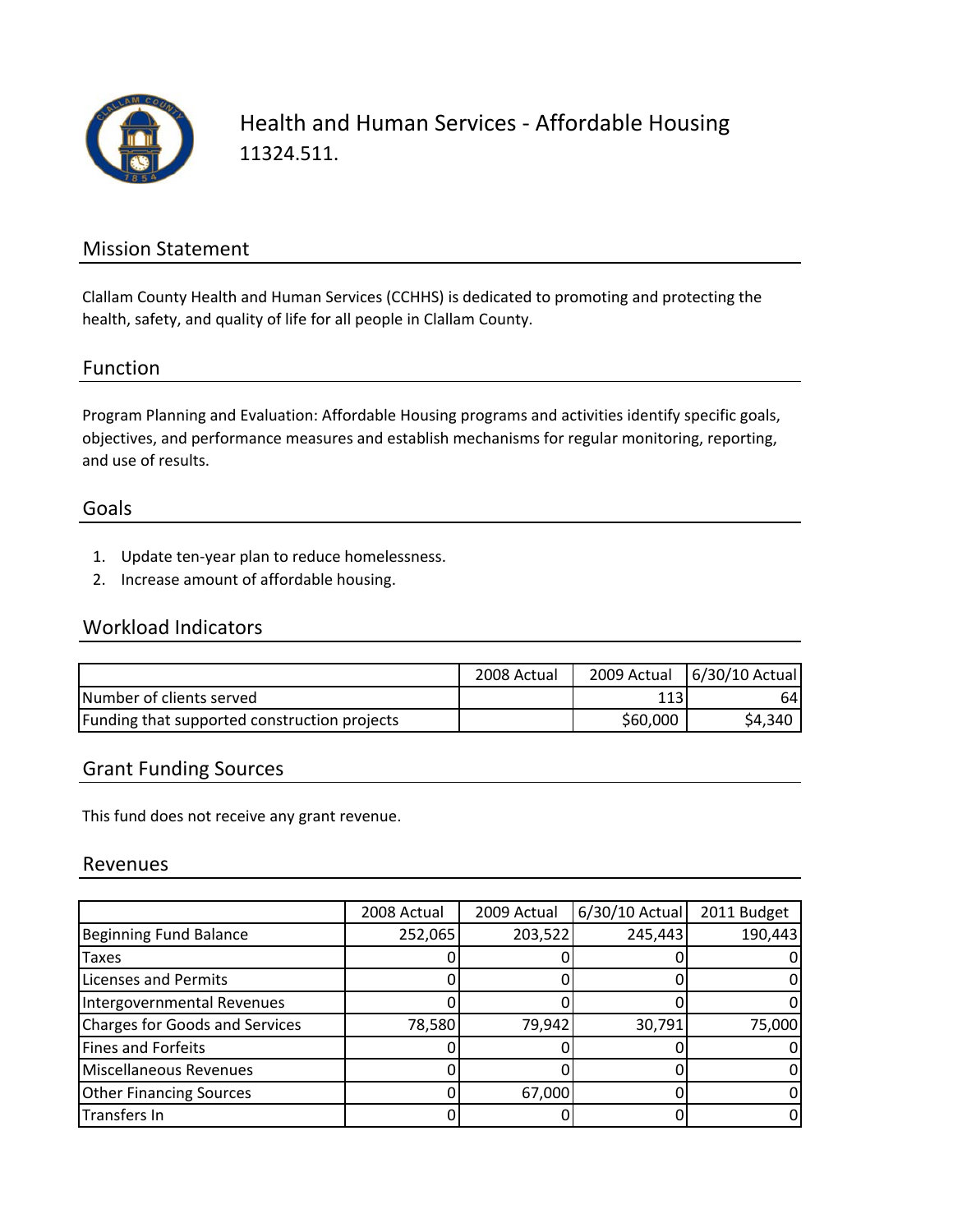# Health and Human Services - Affordable Housing

11324.511.

## Mission Statement

Clallam County Health and Human Services (CCHHS) is dedicated to promoting and protecting the health, safety, and quality of life for all people in Clallam County.

## Function

Program Planning and Evaluation: Affordable Housing programs and activities identify specific goals, objectives, and performance measures and establish mechanisms for regular monitoring, reporting, and use of results.

## Goals

1. Update ten-year plan to reduce homelessness.
2. Increase amount of affordable housing.

## Workload Indicators

| | 2008 Actual | 2009 Actual | 6/30/10 Actual |
|---|---|---|---|
| Number of clients served | | 113 | 64 |
| Funding that supported construction projects | | $60,000 | $4,340 |

## Grant Funding Sources

This fund does not receive any grant revenue.

## Revenues

| | 2008 Actual | 2009 Actual | 6/30/10 Actual | 2011 Budget |
|---|---|---|---|---|
| Beginning Fund Balance | 252,065 | 203,522 | 245,443 | 190,443 |
| Taxes | 0 | 0 | 0 | 0 |
| Licenses and Permits | 0 | 0 | 0 | 0 |
| Intergovernmental Revenues | 0 | 0 | 0 | 0 |
| Charges for Goods and Services | 78,580 | 79,942 | 30,791 | 75,000 |
| Fines and Forfeits | 0 | 0 | 0 | 0 |
| Miscellaneous Revenues | 0 | 0 | 0 | 0 |
| Other Financing Sources | 0 | 67,000 | 0 | 0 |
| Transfers In | 0 | 0 | 0 | 0 |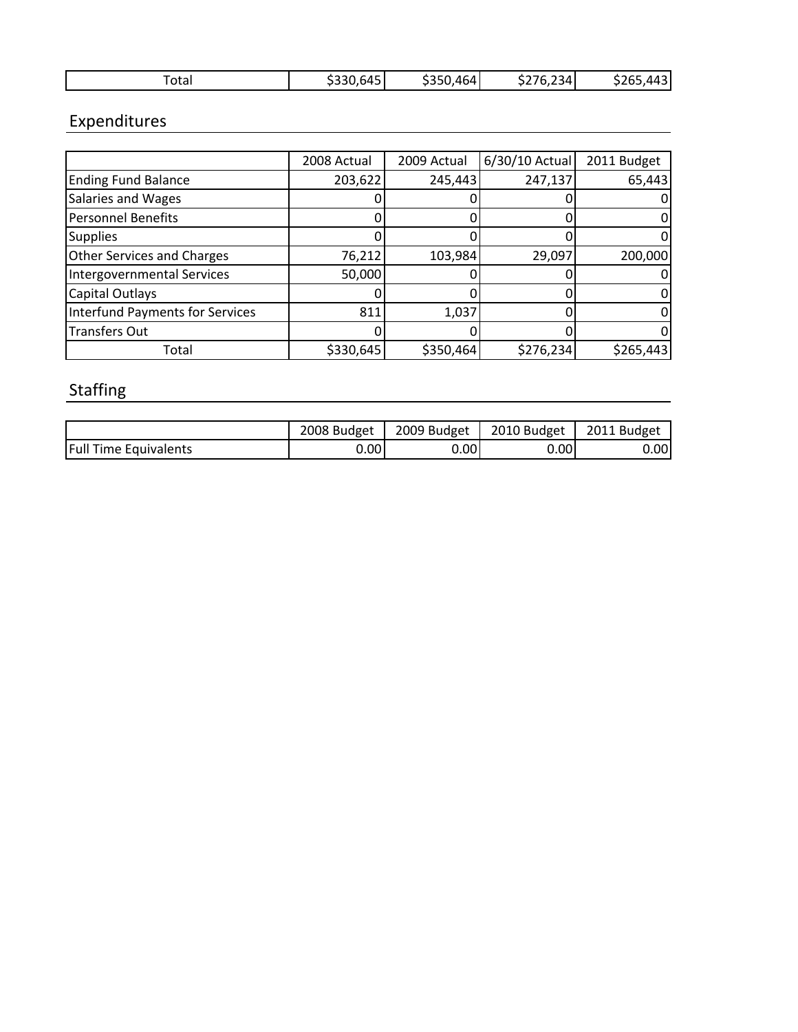| | | | | |
|---|---|---|---|---|
| Total | $330,645 | $350,464 | $276,234 | $265,443 |

## Expenditures

| | 2008 Actual | 2009 Actual | 6/30/10 Actual | 2011 Budget |
|---|---|---|---|---|
| Ending Fund Balance | 203,622 | 245,443 | 247,137 | 65,443 |
| Salaries and Wages | 0 | 0 | 0 | 0 |
| Personnel Benefits | 0 | 0 | 0 | 0 |
| Supplies | 0 | 0 | 0 | 0 |
| Other Services and Charges | 76,212 | 103,984 | 29,097 | 200,000 |
| Intergovernmental Services | 50,000 | 0 | 0 | 0 |
| Capital Outlays | 0 | 0 | 0 | 0 |
| Interfund Payments for Services | 811 | 1,037 | 0 | 0 |
| Transfers Out | 0 | 0 | 0 | 0 |
| Total | $330,645 | $350,464 | $276,234 | $265,443 |

## Staffing

| | 2008 Budget | 2009 Budget | 2010 Budget | 2011 Budget |
|---|---|---|---|---|
| Full Time Equivalents | 0.00 | 0.00 | 0.00 | 0.00 |